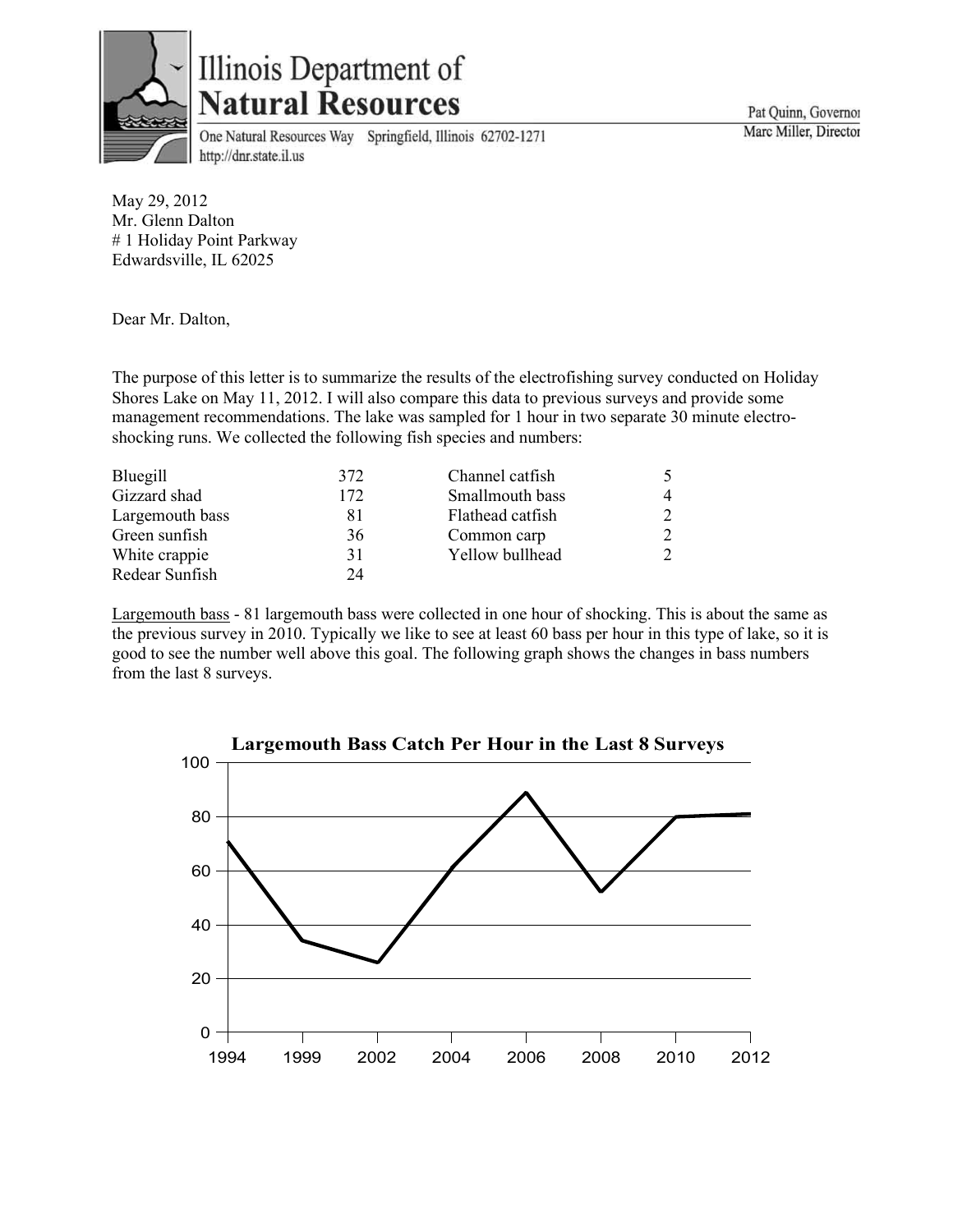# Illinois Department of Natural Resources

One Natural Resources Way Springfield, Illinois 62702-1271
http://dnr.state.il.us

Pat Quinn, Governor
Marc Miller, Director

May 29, 2012
Mr. Glenn Dalton
# 1 Holiday Point Parkway
Edwardsville, IL 62025

Dear Mr. Dalton,

The purpose of this letter is to summarize the results of the electrofishing survey conducted on Holiday Shores Lake on May 11, 2012. I will also compare this data to previous surveys and provide some management recommendations. The lake was sampled for 1 hour in two separate 30 minute electro-shocking runs. We collected the following fish species and numbers:

| | | | |
|---|---|---|---|
| Bluegill | 372 | Channel catfish | 5 |
| Gizzard shad | 172 | Smallmouth bass | 4 |
| Largemouth bass | 81 | Flathead catfish | 2 |
| Green sunfish | 36 | Common carp | 2 |
| White crappie | 31 | Yellow bullhead | 2 |
| Redear Sunfish | 24 | | |

<u>Largemouth bass</u> - 81 largemouth bass were collected in one hour of shocking. This is about the same as the previous survey in 2010. Typically we like to see at least 60 bass per hour in this type of lake, so it is good to see the number well above this goal. The following graph shows the changes in bass numbers from the last 8 surveys.

**Largemouth Bass Catch Per Hour in the Last 8 Surveys**

| Year | 1994 | 1999 | 2002 | 2004 | 2006 | 2008 | 2010 | 2012 |
|---|---|---|---|---|---|---|---|---|
| Catch per hour (approx.) | 71 | 34 | 26 | 62 | 89 | 52 | 80 | 81 |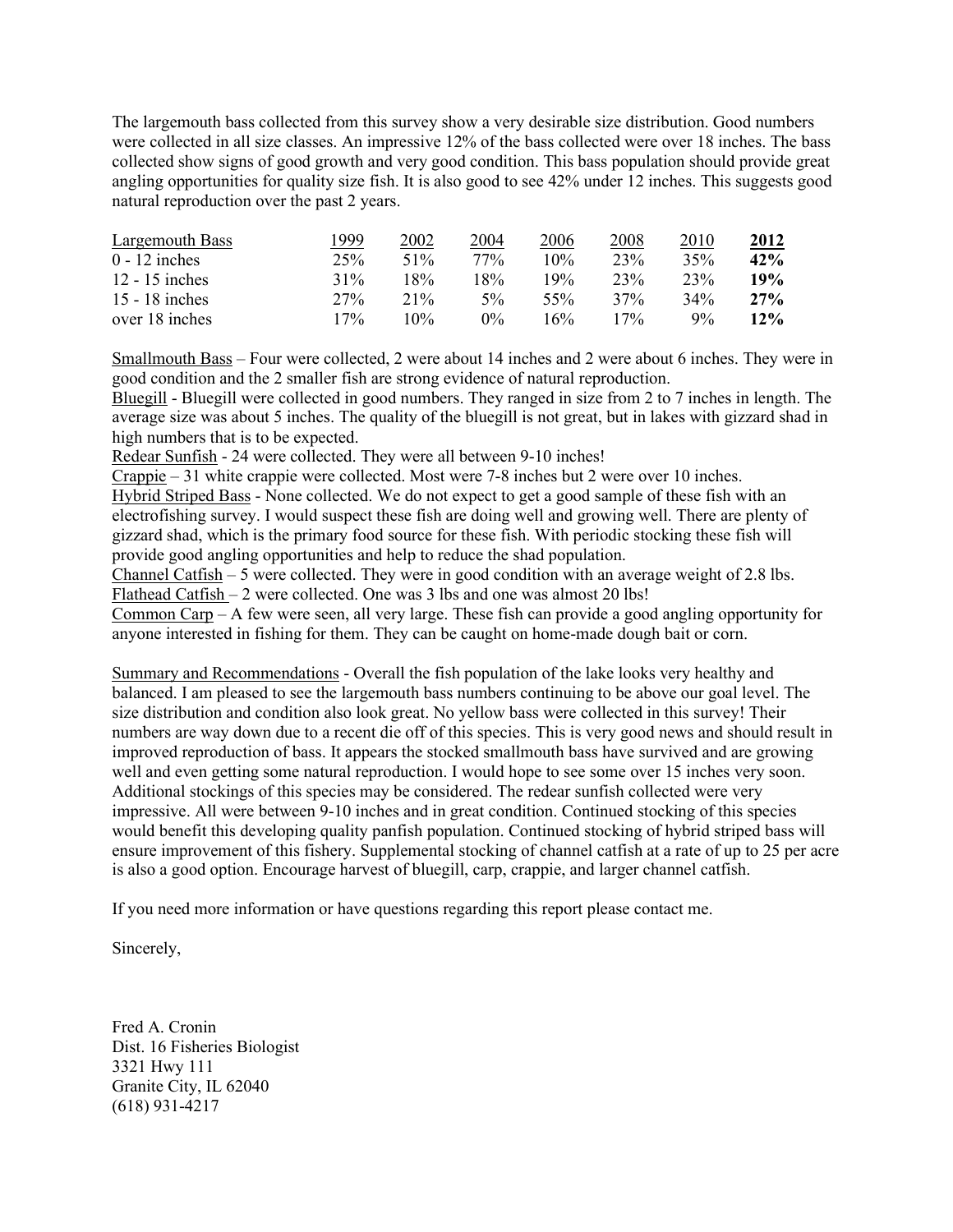The largemouth bass collected from this survey show a very desirable size distribution. Good numbers were collected in all size classes. An impressive 12% of the bass collected were over 18 inches. The bass collected show signs of good growth and very good condition. This bass population should provide great angling opportunities for quality size fish. It is also good to see 42% under 12 inches. This suggests good natural reproduction over the past 2 years.

| Largemouth Bass | 1999 | 2002 | 2004 | 2006 | 2008 | 2010 | **2012** |
|---|---|---|---|---|---|---|---|
| 0 - 12 inches | 25% | 51% | 77% | 10% | 23% | 35% | **42%** |
| 12 - 15 inches | 31% | 18% | 18% | 19% | 23% | 23% | **19%** |
| 15 - 18 inches | 27% | 21% | 5% | 55% | 37% | 34% | **27%** |
| over 18 inches | 17% | 10% | 0% | 16% | 17% | 9% | **12%** |

Smallmouth Bass – Four were collected, 2 were about 14 inches and 2 were about 6 inches. They were in good condition and the 2 smaller fish are strong evidence of natural reproduction.
Bluegill - Bluegill were collected in good numbers. They ranged in size from 2 to 7 inches in length. The average size was about 5 inches. The quality of the bluegill is not great, but in lakes with gizzard shad in high numbers that is to be expected.
Redear Sunfish - 24 were collected. They were all between 9-10 inches!
Crappie – 31 white crappie were collected. Most were 7-8 inches but 2 were over 10 inches.
Hybrid Striped Bass - None collected. We do not expect to get a good sample of these fish with an electrofishing survey. I would suspect these fish are doing well and growing well. There are plenty of gizzard shad, which is the primary food source for these fish. With periodic stocking these fish will provide good angling opportunities and help to reduce the shad population.
Channel Catfish – 5 were collected. They were in good condition with an average weight of 2.8 lbs.
Flathead Catfish – 2 were collected. One was 3 lbs and one was almost 20 lbs!
Common Carp – A few were seen, all very large. These fish can provide a good angling opportunity for anyone interested in fishing for them. They can be caught on home-made dough bait or corn.

Summary and Recommendations - Overall the fish population of the lake looks very healthy and balanced. I am pleased to see the largemouth bass numbers continuing to be above our goal level. The size distribution and condition also look great. No yellow bass were collected in this survey! Their numbers are way down due to a recent die off of this species. This is very good news and should result in improved reproduction of bass. It appears the stocked smallmouth bass have survived and are growing well and even getting some natural reproduction. I would hope to see some over 15 inches very soon. Additional stockings of this species may be considered. The redear sunfish collected were very impressive. All were between 9-10 inches and in great condition. Continued stocking of this species would benefit this developing quality panfish population. Continued stocking of hybrid striped bass will ensure improvement of this fishery. Supplemental stocking of channel catfish at a rate of up to 25 per acre is also a good option. Encourage harvest of bluegill, carp, crappie, and larger channel catfish.

If you need more information or have questions regarding this report please contact me.

Sincerely,

Fred A. Cronin
Dist. 16 Fisheries Biologist
3321 Hwy 111
Granite City, IL 62040
(618) 931-4217